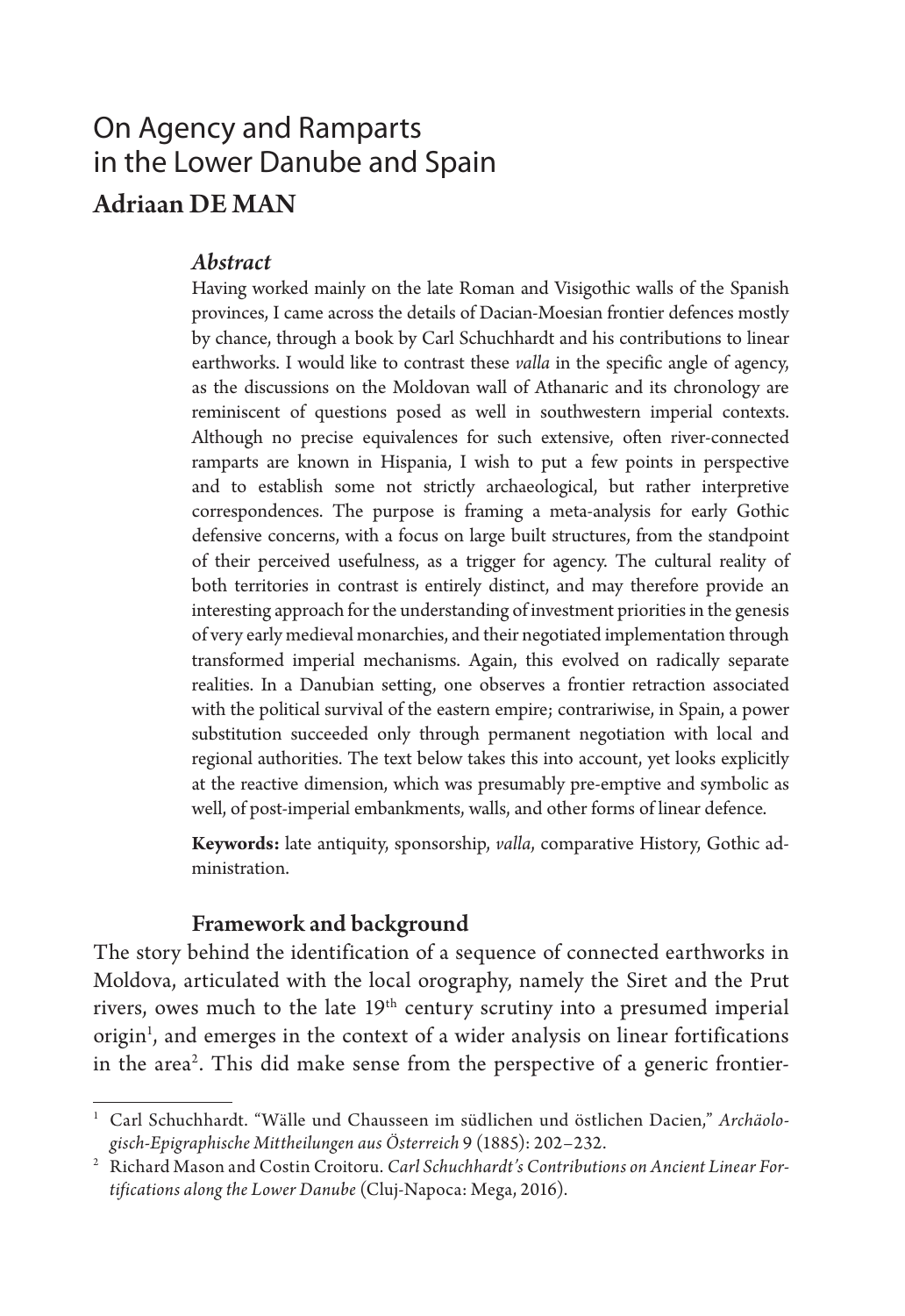# On Agency and Ramparts in the Lower Danube and Spain

## Adriaan DE MAN

### *Abstract*

Having worked mainly on the late Roman and Visigothic walls of the Spanish provinces, I came across the details of Dacian-Moesian frontier defences mostly by chance, through a book by Carl Schuchhardt and his contributions to linear earthworks. I would like to contrast these *valla* in the specific angle of agency, as the discussions on the Moldovan wall of Athanaric and its chronology are reminiscent of questions posed as well in southwestern imperial contexts. Although no precise equivalences for such extensive, often river-connected ramparts are known in Hispania, I wish to put a few points in perspective and to establish some not strictly archaeological, but rather interpretive correspondences. The purpose is framing a meta-analysis for early Gothic defensive concerns, with a focus on large built structures, from the standpoint of their perceived usefulness, as a trigger for agency. The cultural reality of both territories in contrast is entirely distinct, and may therefore provide an interesting approach for the understanding of investment priorities in the genesis of very early medieval monarchies, and their negotiated implementation through transformed imperial mechanisms. Again, this evolved on radically separate realities. In a Danubian setting, one observes a frontier retraction associated with the political survival of the eastern empire; contrariwise, in Spain, a power substitution succeeded only through permanent negotiation with local and regional authorities. The text below takes this into account, yet looks explicitly at the reactive dimension, which was presumably pre-emptive and symbolic as well, of post-imperial embankments, walls, and other forms of linear defence.

**Keywords:** late antiquity, sponsorship, *valla*, comparative History, Gothic administration.

### Framework and background

The story behind the identification of a sequence of connected earthworks in Moldova, articulated with the local orography, namely the Siret and the Prut rivers, owes much to the late 19th century scrutiny into a presumed imperial origin[1], and emerges in the context of a wider analysis on linear fortifications in the area[2]. This did make sense from the perspective of a generic frontier-

---

[1] Carl Schuchhardt. "Wälle und Chausseen im südlichen und östlichen Dacien," *Archäologisch-Epigraphische Mittheilungen aus Österreich* 9 (1885): 202–232.

[2] Richard Mason and Costin Croitoru. *Carl Schuchhardt's Contributions on Ancient Linear Fortifications along the Lower Danube* (Cluj-Napoca: Mega, 2016).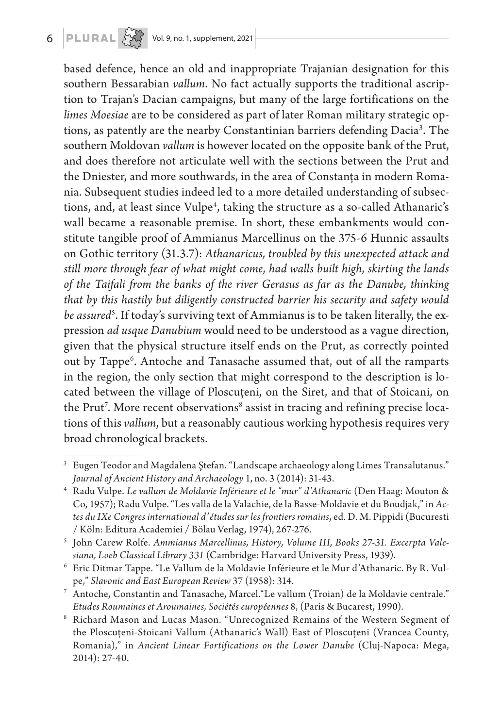based defence, hence an old and inappropriate Trajanian designation for this southern Bessarabian *vallum*. No fact actually supports the traditional ascription to Trajan's Dacian campaigns, but many of the large fortifications on the *limes Moesiae* are to be considered as part of later Roman military strategic options, as patently are the nearby Constantinian barriers defending Dacia[3]. The southern Moldovan *vallum* is however located on the opposite bank of the Prut, and does therefore not articulate well with the sections between the Prut and the Dniester, and more southwards, in the area of Constanța in modern Romania. Subsequent studies indeed led to a more detailed understanding of subsections, and, at least since Vulpe[4], taking the structure as a so-called Athanaric's wall became a reasonable premise. In short, these embankments would constitute tangible proof of Ammianus Marcellinus on the 375-6 Hunnic assaults on Gothic territory (31.3.7): *Athanaricus, troubled by this unexpected attack and still more through fear of what might come, had walls built high, skirting the lands of the Taifali from the banks of the river Gerasus as far as the Danube, thinking that by this hastily but diligently constructed barrier his security and safety would be assured*[5]. If today's surviving text of Ammianus is to be taken literally, the expression *ad usque Danubium* would need to be understood as a vague direction, given that the physical structure itself ends on the Prut, as correctly pointed out by Tappe[6]. Antoche and Tanasache assumed that, out of all the ramparts in the region, the only section that might correspond to the description is located between the village of Ploscuțeni, on the Siret, and that of Stoicani, on the Prut[7]. More recent observations[8] assist in tracing and refining precise locations of this *vallum*, but a reasonably cautious working hypothesis requires very broad chronological brackets.

---

[3] Eugen Teodor and Magdalena Ştefan. "Landscape archaeology along Limes Transalutanus." *Journal of Ancient History and Archaeology* 1, no. 3 (2014): 31-43.

[4] Radu Vulpe. *Le vallum de Moldavie Inférieure et le "mur" d'Athanaric* (Den Haag: Mouton & Co, 1957); Radu Vulpe. "Les valla de la Valachie, de la Basse-Moldavie et du Boudjak," in *Actes du IXe Congres international d'études sur les frontiers romains*, ed. D. M. Pippidi (Bucuresti / Köln: Editura Academiei / Bölau Verlag, 1974), 267-276.

[5] John Carew Rolfe. *Ammianus Marcellinus, History, Volume III, Books 27-31. Excerpta Valesiana, Loeb Classical Library 331* (Cambridge: Harvard University Press, 1939).

[6] Eric Ditmar Tappe. "Le Vallum de la Moldavie Inférieure et le Mur d'Athanaric. By R. Vulpe," *Slavonic and East European Review* 37 (1958): 314.

[7] Antoche, Constantin and Tanasache, Marcel."Le vallum (Troian) de la Moldavie centrale." *Etudes Roumaines et Aroumaines, Sociétés européennes* 8, (Paris & Bucarest, 1990).

[8] Richard Mason and Lucas Mason. "Unrecognized Remains of the Western Segment of the Ploscuțeni-Stoicani Vallum (Athanaric's Wall) East of Ploscuțeni (Vrancea County, Romania)," in *Ancient Linear Fortifications on the Lower Danube* (Cluj-Napoca: Mega, 2014): 27-40.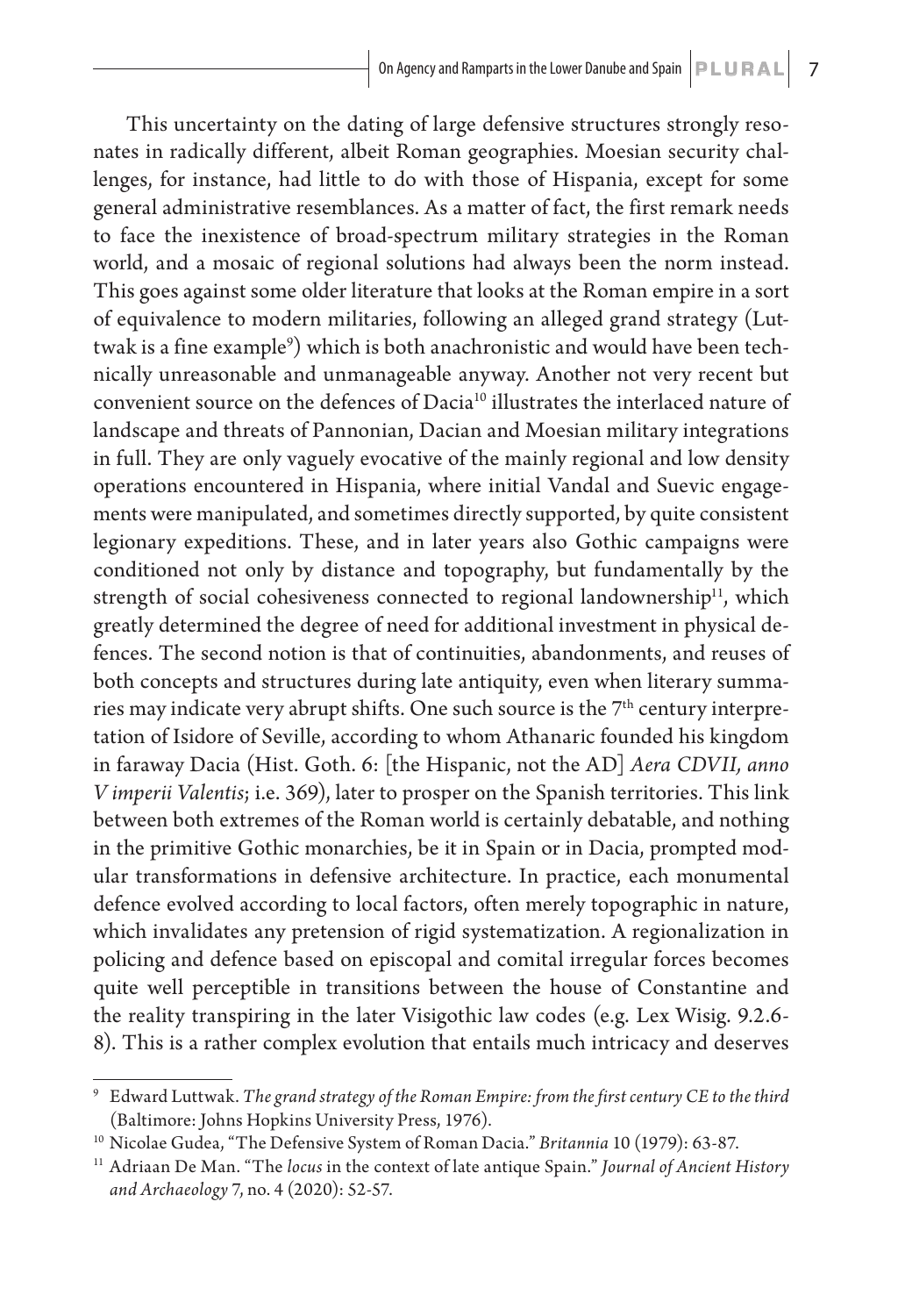This uncertainty on the dating of large defensive structures strongly resonates in radically different, albeit Roman geographies. Moesian security challenges, for instance, had little to do with those of Hispania, except for some general administrative resemblances. As a matter of fact, the first remark needs to face the inexistence of broad-spectrum military strategies in the Roman world, and a mosaic of regional solutions had always been the norm instead. This goes against some older literature that looks at the Roman empire in a sort of equivalence to modern militaries, following an alleged grand strategy (Luttwak is a fine example[9]) which is both anachronistic and would have been technically unreasonable and unmanageable anyway. Another not very recent but convenient source on the defences of Dacia[10] illustrates the interlaced nature of landscape and threats of Pannonian, Dacian and Moesian military integrations in full. They are only vaguely evocative of the mainly regional and low density operations encountered in Hispania, where initial Vandal and Suevic engagements were manipulated, and sometimes directly supported, by quite consistent legionary expeditions. These, and in later years also Gothic campaigns were conditioned not only by distance and topography, but fundamentally by the strength of social cohesiveness connected to regional landownership[11], which greatly determined the degree of need for additional investment in physical defences. The second notion is that of continuities, abandonments, and reuses of both concepts and structures during late antiquity, even when literary summaries may indicate very abrupt shifts. One such source is the 7th century interpretation of Isidore of Seville, according to whom Athanaric founded his kingdom in faraway Dacia (Hist. Goth. 6: [the Hispanic, not the AD] *Aera CDVII, anno V imperii Valentis*; i.e. 369), later to prosper on the Spanish territories. This link between both extremes of the Roman world is certainly debatable, and nothing in the primitive Gothic monarchies, be it in Spain or in Dacia, prompted modular transformations in defensive architecture. In practice, each monumental defence evolved according to local factors, often merely topographic in nature, which invalidates any pretension of rigid systematization. A regionalization in policing and defence based on episcopal and comital irregular forces becomes quite well perceptible in transitions between the house of Constantine and the reality transpiring in the later Visigothic law codes (e.g. Lex Wisig. 9.2.6-8). This is a rather complex evolution that entails much intricacy and deserves

---

[9] Edward Luttwak. *The grand strategy of the Roman Empire: from the first century CE to the third* (Baltimore: Johns Hopkins University Press, 1976).

[10] Nicolae Gudea, "The Defensive System of Roman Dacia." *Britannia* 10 (1979): 63-87.

[11] Adriaan De Man. "The *locus* in the context of late antique Spain." *Journal of Ancient History and Archaeology* 7, no. 4 (2020): 52-57.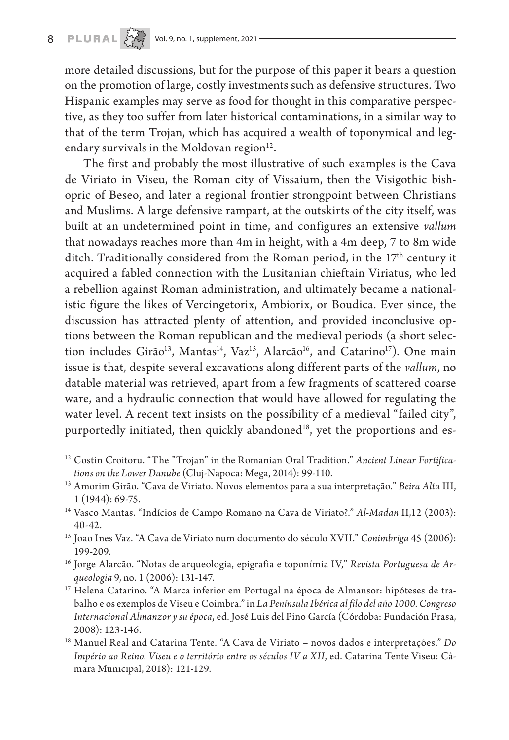more detailed discussions, but for the purpose of this paper it bears a question on the promotion of large, costly investments such as defensive structures. Two Hispanic examples may serve as food for thought in this comparative perspective, as they too suffer from later historical contaminations, in a similar way to that of the term Trojan, which has acquired a wealth of toponymical and legendary survivals in the Moldovan region[12].

The first and probably the most illustrative of such examples is the Cava de Viriato in Viseu, the Roman city of Vissaium, then the Visigothic bishopric of Beseo, and later a regional frontier strongpoint between Christians and Muslims. A large defensive rampart, at the outskirts of the city itself, was built at an undetermined point in time, and configures an extensive *vallum* that nowadays reaches more than 4m in height, with a 4m deep, 7 to 8m wide ditch. Traditionally considered from the Roman period, in the 17th century it acquired a fabled connection with the Lusitanian chieftain Viriatus, who led a rebellion against Roman administration, and ultimately became a nationalistic figure the likes of Vercingetorix, Ambiorix, or Boudica. Ever since, the discussion has attracted plenty of attention, and provided inconclusive options between the Roman republican and the medieval periods (a short selection includes Girão[13], Mantas[14], Vaz[15], Alarcão[16], and Catarino[17]). One main issue is that, despite several excavations along different parts of the *vallum*, no datable material was retrieved, apart from a few fragments of scattered coarse ware, and a hydraulic connection that would have allowed for regulating the water level. A recent text insists on the possibility of a medieval "failed city", purportedly initiated, then quickly abandoned[18], yet the proportions and es-

---

[12] Costin Croitoru. "The "Trojan" in the Romanian Oral Tradition." *Ancient Linear Fortifications on the Lower Danube* (Cluj-Napoca: Mega, 2014): 99-110.

[13] Amorim Girão. "Cava de Viriato. Novos elementos para a sua interpretação." *Beira Alta* III, 1 (1944): 69-75.

[14] Vasco Mantas. "Indícios de Campo Romano na Cava de Viriato?." *Al-Madan* II,12 (2003): 40-42.

[15] Joao Ines Vaz. "A Cava de Viriato num documento do século XVII." *Conimbriga* 45 (2006): 199-209.

[16] Jorge Alarcão. "Notas de arqueologia, epigrafia e toponímia IV," *Revista Portuguesa de Arqueologia* 9, no. 1 (2006): 131-147.

[17] Helena Catarino. "A Marca inferior em Portugal na época de Almansor: hipóteses de trabalho e os exemplos de Viseu e Coimbra." in *La Península Ibérica al filo del año 1000. Congreso Internacional Almanzor y su época*, ed. José Luis del Pino García (Córdoba: Fundación Prasa, 2008): 123-146.

[18] Manuel Real and Catarina Tente. "A Cava de Viriato – novos dados e interpretações." *Do Império ao Reino. Viseu e o território entre os séculos IV a XII*, ed. Catarina Tente Viseu: Câmara Municipal, 2018): 121-129.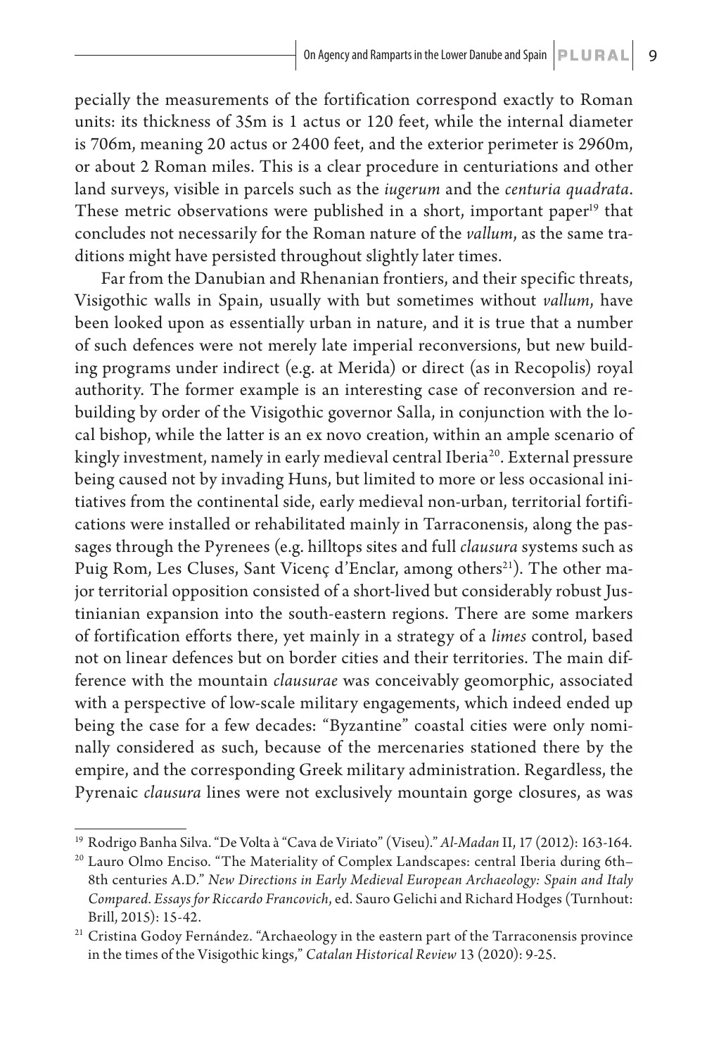pecially the measurements of the fortification correspond exactly to Roman units: its thickness of 35m is 1 actus or 120 feet, while the internal diameter is 706m, meaning 20 actus or 2400 feet, and the exterior perimeter is 2960m, or about 2 Roman miles. This is a clear procedure in centuriations and other land surveys, visible in parcels such as the *iugerum* and the *centuria quadrata*. These metric observations were published in a short, important paper[19] that concludes not necessarily for the Roman nature of the *vallum*, as the same traditions might have persisted throughout slightly later times.

Far from the Danubian and Rhenanian frontiers, and their specific threats, Visigothic walls in Spain, usually with but sometimes without *vallum*, have been looked upon as essentially urban in nature, and it is true that a number of such defences were not merely late imperial reconversions, but new building programs under indirect (e.g. at Merida) or direct (as in Recopolis) royal authority. The former example is an interesting case of reconversion and rebuilding by order of the Visigothic governor Salla, in conjunction with the local bishop, while the latter is an ex novo creation, within an ample scenario of kingly investment, namely in early medieval central Iberia[20]. External pressure being caused not by invading Huns, but limited to more or less occasional initiatives from the continental side, early medieval non-urban, territorial fortifications were installed or rehabilitated mainly in Tarraconensis, along the passages through the Pyrenees (e.g. hilltops sites and full *clausura* systems such as Puig Rom, Les Cluses, Sant Vicenç d'Enclar, among others[21]). The other major territorial opposition consisted of a short-lived but considerably robust Justinianian expansion into the south-eastern regions. There are some markers of fortification efforts there, yet mainly in a strategy of a *limes* control, based not on linear defences but on border cities and their territories. The main difference with the mountain *clausurae* was conceivably geomorphic, associated with a perspective of low-scale military engagements, which indeed ended up being the case for a few decades: "Byzantine" coastal cities were only nominally considered as such, because of the mercenaries stationed there by the empire, and the corresponding Greek military administration. Regardless, the Pyrenaic *clausura* lines were not exclusively mountain gorge closures, as was

---

[19] Rodrigo Banha Silva. "De Volta à "Cava de Viriato" (Viseu)." *Al-Madan* II, 17 (2012): 163-164.

[20] Lauro Olmo Enciso. "The Materiality of Complex Landscapes: central Iberia during 6th–8th centuries A.D." *New Directions in Early Medieval European Archaeology: Spain and Italy Compared. Essays for Riccardo Francovich*, ed. Sauro Gelichi and Richard Hodges (Turnhout: Brill, 2015): 15-42.

[21] Cristina Godoy Fernández. "Archaeology in the eastern part of the Tarraconensis province in the times of the Visigothic kings," *Catalan Historical Review* 13 (2020): 9-25.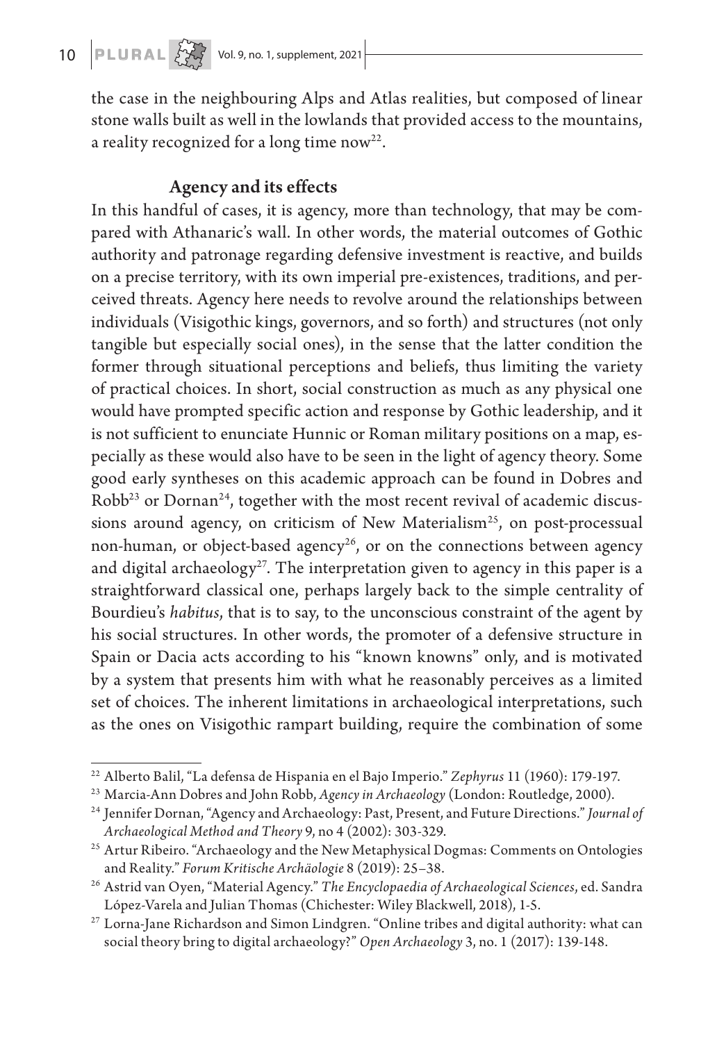the case in the neighbouring Alps and Atlas realities, but composed of linear stone walls built as well in the lowlands that provided access to the mountains, a reality recognized for a long time now[22].

## Agency and its effects

In this handful of cases, it is agency, more than technology, that may be compared with Athanaric's wall. In other words, the material outcomes of Gothic authority and patronage regarding defensive investment is reactive, and builds on a precise territory, with its own imperial pre-existences, traditions, and perceived threats. Agency here needs to revolve around the relationships between individuals (Visigothic kings, governors, and so forth) and structures (not only tangible but especially social ones), in the sense that the latter condition the former through situational perceptions and beliefs, thus limiting the variety of practical choices. In short, social construction as much as any physical one would have prompted specific action and response by Gothic leadership, and it is not sufficient to enunciate Hunnic or Roman military positions on a map, especially as these would also have to be seen in the light of agency theory. Some good early syntheses on this academic approach can be found in Dobres and Robb[23] or Dornan[24], together with the most recent revival of academic discussions around agency, on criticism of New Materialism[25], on post-processual non-human, or object-based agency[26], or on the connections between agency and digital archaeology[27]. The interpretation given to agency in this paper is a straightforward classical one, perhaps largely back to the simple centrality of Bourdieu's *habitus*, that is to say, to the unconscious constraint of the agent by his social structures. In other words, the promoter of a defensive structure in Spain or Dacia acts according to his "known knowns" only, and is motivated by a system that presents him with what he reasonably perceives as a limited set of choices. The inherent limitations in archaeological interpretations, such as the ones on Visigothic rampart building, require the combination of some

---

[22] Alberto Balil, "La defensa de Hispania en el Bajo Imperio." *Zephyrus* 11 (1960): 179-197.

[23] Marcia-Ann Dobres and John Robb, *Agency in Archaeology* (London: Routledge, 2000).

[24] Jennifer Dornan, "Agency and Archaeology: Past, Present, and Future Directions." *Journal of Archaeological Method and Theory* 9, no 4 (2002): 303-329.

[25] Artur Ribeiro. "Archaeology and the New Metaphysical Dogmas: Comments on Ontologies and Reality." *Forum Kritische Archäologie* 8 (2019): 25–38.

[26] Astrid van Oyen, "Material Agency." *The Encyclopaedia of Archaeological Sciences*, ed. Sandra López-Varela and Julian Thomas (Chichester: Wiley Blackwell, 2018), 1-5.

[27] Lorna-Jane Richardson and Simon Lindgren. "Online tribes and digital authority: what can social theory bring to digital archaeology?" *Open Archaeology* 3, no. 1 (2017): 139-148.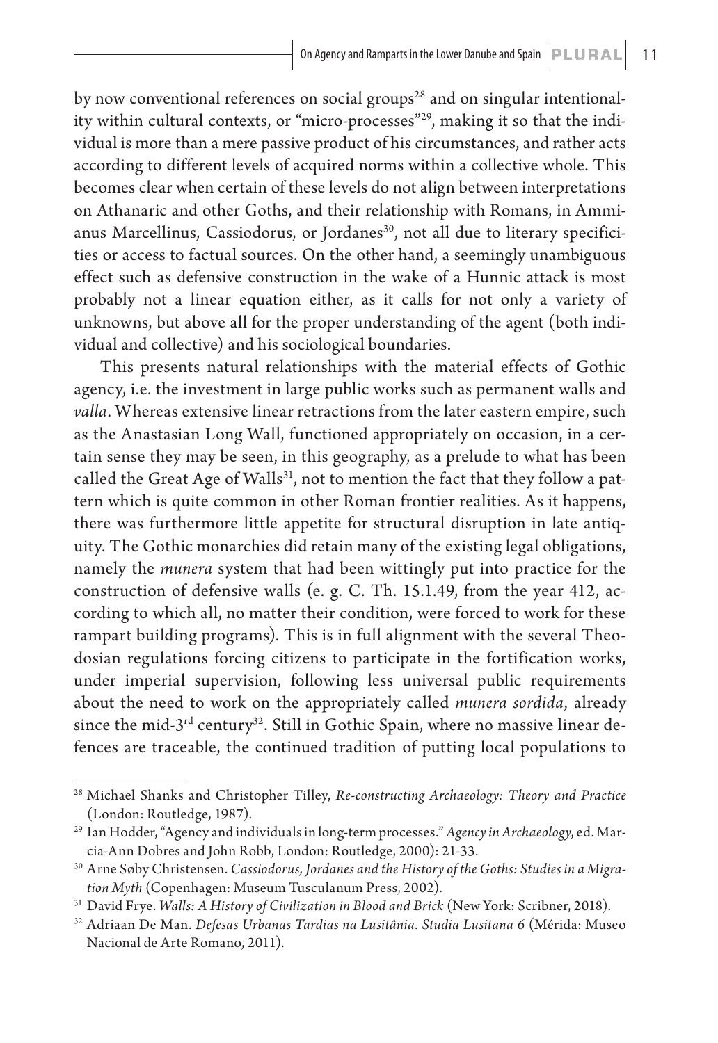by now conventional references on social groups[28] and on singular intentionality within cultural contexts, or "micro-processes"[29], making it so that the individual is more than a mere passive product of his circumstances, and rather acts according to different levels of acquired norms within a collective whole. This becomes clear when certain of these levels do not align between interpretations on Athanaric and other Goths, and their relationship with Romans, in Ammianus Marcellinus, Cassiodorus, or Jordanes[30], not all due to literary specificities or access to factual sources. On the other hand, a seemingly unambiguous effect such as defensive construction in the wake of a Hunnic attack is most probably not a linear equation either, as it calls for not only a variety of unknowns, but above all for the proper understanding of the agent (both individual and collective) and his sociological boundaries.

This presents natural relationships with the material effects of Gothic agency, i.e. the investment in large public works such as permanent walls and *valla*. Whereas extensive linear retractions from the later eastern empire, such as the Anastasian Long Wall, functioned appropriately on occasion, in a certain sense they may be seen, in this geography, as a prelude to what has been called the Great Age of Walls[31], not to mention the fact that they follow a pattern which is quite common in other Roman frontier realities. As it happens, there was furthermore little appetite for structural disruption in late antiquity. The Gothic monarchies did retain many of the existing legal obligations, namely the *munera* system that had been wittingly put into practice for the construction of defensive walls (e. g. C. Th. 15.1.49, from the year 412, according to which all, no matter their condition, were forced to work for these rampart building programs). This is in full alignment with the several Theodosian regulations forcing citizens to participate in the fortification works, under imperial supervision, following less universal public requirements about the need to work on the appropriately called *munera sordida*, already since the mid-3rd century[32]. Still in Gothic Spain, where no massive linear defences are traceable, the continued tradition of putting local populations to

---

[28] Michael Shanks and Christopher Tilley, *Re-constructing Archaeology: Theory and Practice* (London: Routledge, 1987).

[29] Ian Hodder, "Agency and individuals in long-term processes." *Agency in Archaeology*, ed. Marcia-Ann Dobres and John Robb, London: Routledge, 2000): 21-33.

[30] Arne Søby Christensen. *Cassiodorus, Jordanes and the History of the Goths: Studies in a Migration Myth* (Copenhagen: Museum Tusculanum Press, 2002).

[31] David Frye. *Walls: A History of Civilization in Blood and Brick* (New York: Scribner, 2018).

[32] Adriaan De Man. *Defesas Urbanas Tardias na Lusitânia. Studia Lusitana 6* (Mérida: Museo Nacional de Arte Romano, 2011).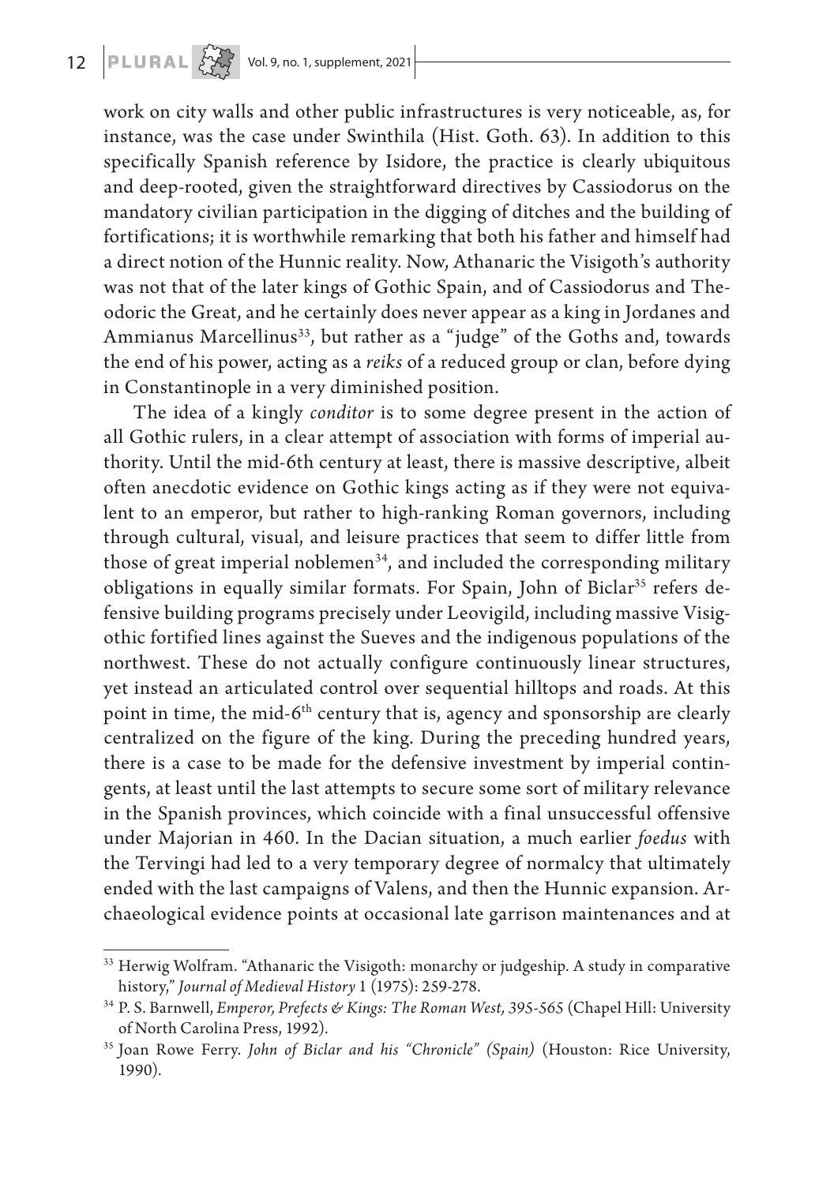work on city walls and other public infrastructures is very noticeable, as, for instance, was the case under Swinthila (Hist. Goth. 63). In addition to this specifically Spanish reference by Isidore, the practice is clearly ubiquitous and deep-rooted, given the straightforward directives by Cassiodorus on the mandatory civilian participation in the digging of ditches and the building of fortifications; it is worthwhile remarking that both his father and himself had a direct notion of the Hunnic reality. Now, Athanaric the Visigoth's authority was not that of the later kings of Gothic Spain, and of Cassiodorus and Theodoric the Great, and he certainly does never appear as a king in Jordanes and Ammianus Marcellinus[33], but rather as a "judge" of the Goths and, towards the end of his power, acting as a *reiks* of a reduced group or clan, before dying in Constantinople in a very diminished position.

The idea of a kingly *conditor* is to some degree present in the action of all Gothic rulers, in a clear attempt of association with forms of imperial authority. Until the mid-6th century at least, there is massive descriptive, albeit often anecdotic evidence on Gothic kings acting as if they were not equivalent to an emperor, but rather to high-ranking Roman governors, including through cultural, visual, and leisure practices that seem to differ little from those of great imperial noblemen[34], and included the corresponding military obligations in equally similar formats. For Spain, John of Biclar[35] refers defensive building programs precisely under Leovigild, including massive Visigothic fortified lines against the Sueves and the indigenous populations of the northwest. These do not actually configure continuously linear structures, yet instead an articulated control over sequential hilltops and roads. At this point in time, the mid-6th century that is, agency and sponsorship are clearly centralized on the figure of the king. During the preceding hundred years, there is a case to be made for the defensive investment by imperial contingents, at least until the last attempts to secure some sort of military relevance in the Spanish provinces, which coincide with a final unsuccessful offensive under Majorian in 460. In the Dacian situation, a much earlier *foedus* with the Tervingi had led to a very temporary degree of normalcy that ultimately ended with the last campaigns of Valens, and then the Hunnic expansion. Archaeological evidence points at occasional late garrison maintenances and at

---

[33] Herwig Wolfram. "Athanaric the Visigoth: monarchy or judgeship. A study in comparative history," *Journal of Medieval History* 1 (1975): 259-278.

[34] P. S. Barnwell, *Emperor, Prefects & Kings: The Roman West, 395-565* (Chapel Hill: University of North Carolina Press, 1992).

[35] Joan Rowe Ferry. *John of Biclar and his "Chronicle" (Spain)* (Houston: Rice University, 1990).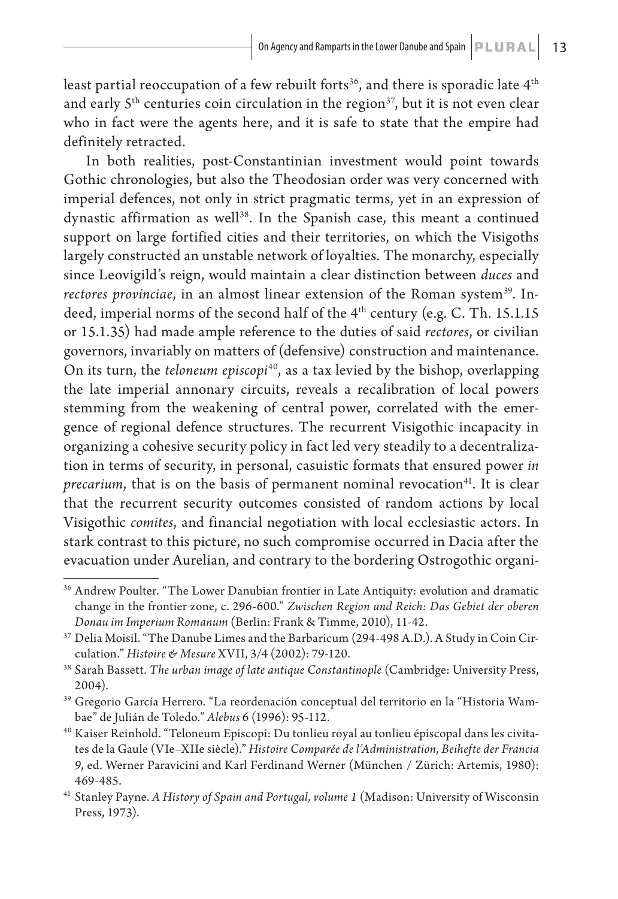least partial reoccupation of a few rebuilt forts[36], and there is sporadic late 4$^{th}$ and early 5$^{th}$ centuries coin circulation in the region[37], but it is not even clear who in fact were the agents here, and it is safe to state that the empire had definitely retracted.

In both realities, post-Constantinian investment would point towards Gothic chronologies, but also the Theodosian order was very concerned with imperial defences, not only in strict pragmatic terms, yet in an expression of dynastic affirmation as well[38]. In the Spanish case, this meant a continued support on large fortified cities and their territories, on which the Visigoths largely constructed an unstable network of loyalties. The monarchy, especially since Leovigild's reign, would maintain a clear distinction between *duces* and *rectores provinciae*, in an almost linear extension of the Roman system[39]. Indeed, imperial norms of the second half of the 4$^{th}$ century (e.g. C. Th. 15.1.15 or 15.1.35) had made ample reference to the duties of said *rectores*, or civilian governors, invariably on matters of (defensive) construction and maintenance. On its turn, the *teloneum episcopi*[40], as a tax levied by the bishop, overlapping the late imperial annonary circuits, reveals a recalibration of local powers stemming from the weakening of central power, correlated with the emergence of regional defence structures. The recurrent Visigothic incapacity in organizing a cohesive security policy in fact led very steadily to a decentralization in terms of security, in personal, casuistic formats that ensured power *in precarium*, that is on the basis of permanent nominal revocation[41]. It is clear that the recurrent security outcomes consisted of random actions by local Visigothic *comites*, and financial negotiation with local ecclesiastic actors. In stark contrast to this picture, no such compromise occurred in Dacia after the evacuation under Aurelian, and contrary to the bordering Ostrogothic organi-

---

[36] Andrew Poulter. "The Lower Danubian frontier in Late Antiquity: evolution and dramatic change in the frontier zone, c. 296-600." *Zwischen Region und Reich: Das Gebiet der oberen Donau im Imperium Romanum* (Berlin: Frank & Timme, 2010), 11-42.

[37] Delia Moisil. "The Danube Limes and the Barbaricum (294-498 A.D.). A Study in Coin Circulation." *Histoire & Mesure* XVII, 3/4 (2002): 79-120.

[38] Sarah Bassett. *The urban image of late antique Constantinople* (Cambridge: University Press, 2004).

[39] Gregorio García Herrero. "La reordenación conceptual del territorio en la "Historia Wambae" de Julián de Toledo." *Alebus* 6 (1996): 95-112.

[40] Kaiser Reinhold. "Teloneum Episcopi: Du tonlieu royal au tonlieu épiscopal dans les civitates de la Gaule (VIe–XIIe siècle)." *Histoire Comparée de l'Administration, Beihefte der Francia 9*, ed. Werner Paravicini and Karl Ferdinand Werner (München / Zürich: Artemis, 1980): 469-485.

[41] Stanley Payne. *A History of Spain and Portugal, volume 1* (Madison: University of Wisconsin Press, 1973).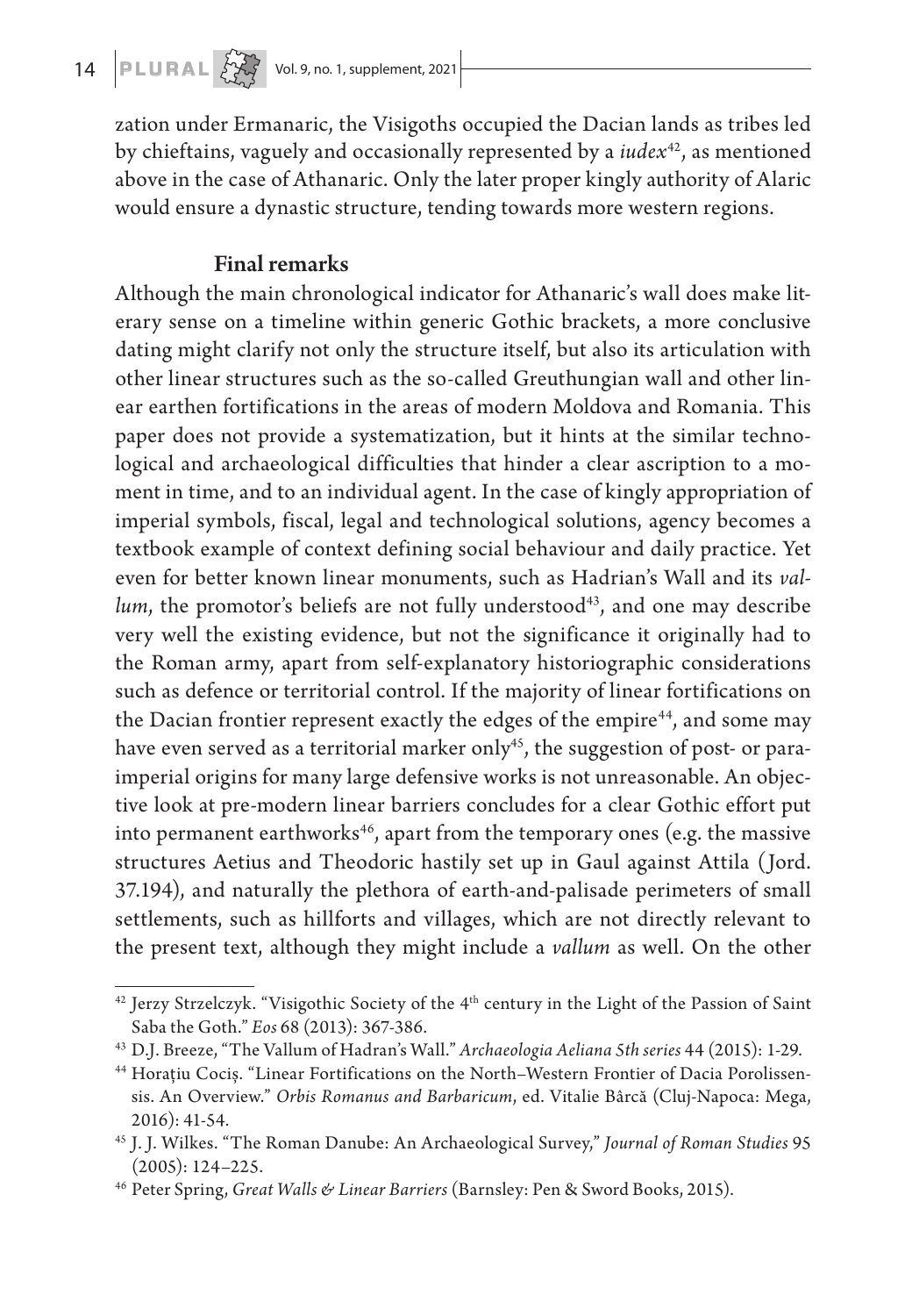zation under Ermanaric, the Visigoths occupied the Dacian lands as tribes led by chieftains, vaguely and occasionally represented by a *iudex*[42], as mentioned above in the case of Athanaric. Only the later proper kingly authority of Alaric would ensure a dynastic structure, tending towards more western regions.

### Final remarks

Although the main chronological indicator for Athanaric's wall does make literary sense on a timeline within generic Gothic brackets, a more conclusive dating might clarify not only the structure itself, but also its articulation with other linear structures such as the so-called Greuthungian wall and other linear earthen fortifications in the areas of modern Moldova and Romania. This paper does not provide a systematization, but it hints at the similar technological and archaeological difficulties that hinder a clear ascription to a moment in time, and to an individual agent. In the case of kingly appropriation of imperial symbols, fiscal, legal and technological solutions, agency becomes a textbook example of context defining social behaviour and daily practice. Yet even for better known linear monuments, such as Hadrian's Wall and its *vallum*, the promotor's beliefs are not fully understood[43], and one may describe very well the existing evidence, but not the significance it originally had to the Roman army, apart from self-explanatory historiographic considerations such as defence or territorial control. If the majority of linear fortifications on the Dacian frontier represent exactly the edges of the empire[44], and some may have even served as a territorial marker only[45], the suggestion of post- or para-imperial origins for many large defensive works is not unreasonable. An objective look at pre-modern linear barriers concludes for a clear Gothic effort put into permanent earthworks[46], apart from the temporary ones (e.g. the massive structures Aetius and Theodoric hastily set up in Gaul against Attila (Jord. 37.194), and naturally the plethora of earth-and-palisade perimeters of small settlements, such as hillforts and villages, which are not directly relevant to the present text, although they might include a *vallum* as well. On the other

---

[42] Jerzy Strzelczyk. "Visigothic Society of the 4th century in the Light of the Passion of Saint Saba the Goth." *Eos* 68 (2013): 367-386.

[43] D.J. Breeze, "The Vallum of Hadran's Wall." *Archaeologia Aeliana 5th series* 44 (2015): 1-29.

[44] Horațiu Cociș. "Linear Fortifications on the North–Western Frontier of Dacia Porolissensis. An Overview." *Orbis Romanus and Barbaricum*, ed. Vitalie Bârcă (Cluj-Napoca: Mega, 2016): 41-54.

[45] J. J. Wilkes. "The Roman Danube: An Archaeological Survey," *Journal of Roman Studies* 95 (2005): 124–225.

[46] Peter Spring, *Great Walls & Linear Barriers* (Barnsley: Pen & Sword Books, 2015).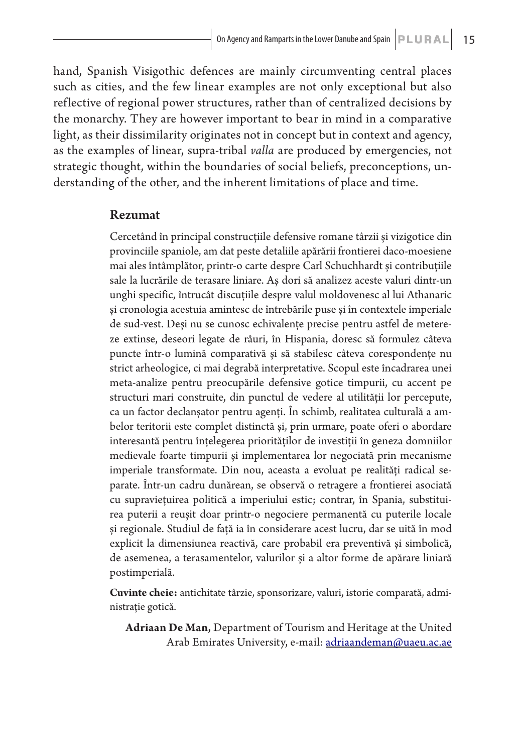hand, Spanish Visigothic defences are mainly circumventing central places such as cities, and the few linear examples are not only exceptional but also reflective of regional power structures, rather than of centralized decisions by the monarchy. They are however important to bear in mind in a comparative light, as their dissimilarity originates not in concept but in context and agency, as the examples of linear, supra-tribal *valla* are produced by emergencies, not strategic thought, within the boundaries of social beliefs, preconceptions, understanding of the other, and the inherent limitations of place and time.

## Rezumat

Cercetând în principal construcțiile defensive romane târzii și vizigotice din provinciile spaniole, am dat peste detaliile apărării frontierei daco-moesiene mai ales întâmplător, printr-o carte despre Carl Schuchhardt și contribuțiile sale la lucrările de terasare liniare. Aș dori să analizez aceste valuri dintr-un unghi specific, întrucât discuțiile despre valul moldovenesc al lui Athanaric și cronologia acestuia amintesc de întrebările puse și în contextele imperiale de sud-vest. Deși nu se cunosc echivalențe precise pentru astfel de metereze extinse, deseori legate de râuri, în Hispania, doresc să formulez câteva puncte într-o lumină comparativă și să stabilesc câteva corespondențe nu strict arheologice, ci mai degrabă interpretative. Scopul este încadrarea unei meta-analize pentru preocupările defensive gotice timpurii, cu accent pe structuri mari construite, din punctul de vedere al utilității lor percepute, ca un factor declanșator pentru agenți. În schimb, realitatea culturală a ambelor teritorii este complet distinctă și, prin urmare, poate oferi o abordare interesantă pentru înțelegerea priorităților de investiții în geneza domniilor medievale foarte timpurii și implementarea lor negociată prin mecanisme imperiale transformate. Din nou, aceasta a evoluat pe realități radical separate. Într-un cadru dunărean, se observă o retragere a frontierei asociată cu supraviețuirea politică a imperiului estic; contrar, în Spania, substituirea puterii a reușit doar printr-o negociere permanentă cu puterile locale și regionale. Studiul de față ia în considerare acest lucru, dar se uită în mod explicit la dimensiunea reactivă, care probabil era preventivă și simbolică, de asemenea, a terasamentelor, valurilor și a altor forme de apărare liniară postimperială.

**Cuvinte cheie:** antichitate târzie, sponsorizare, valuri, istorie comparată, administrație gotică.

**Adriaan De Man,** Department of Tourism and Heritage at the United Arab Emirates University, e-mail: adriaandeman@uaeu.ac.ae